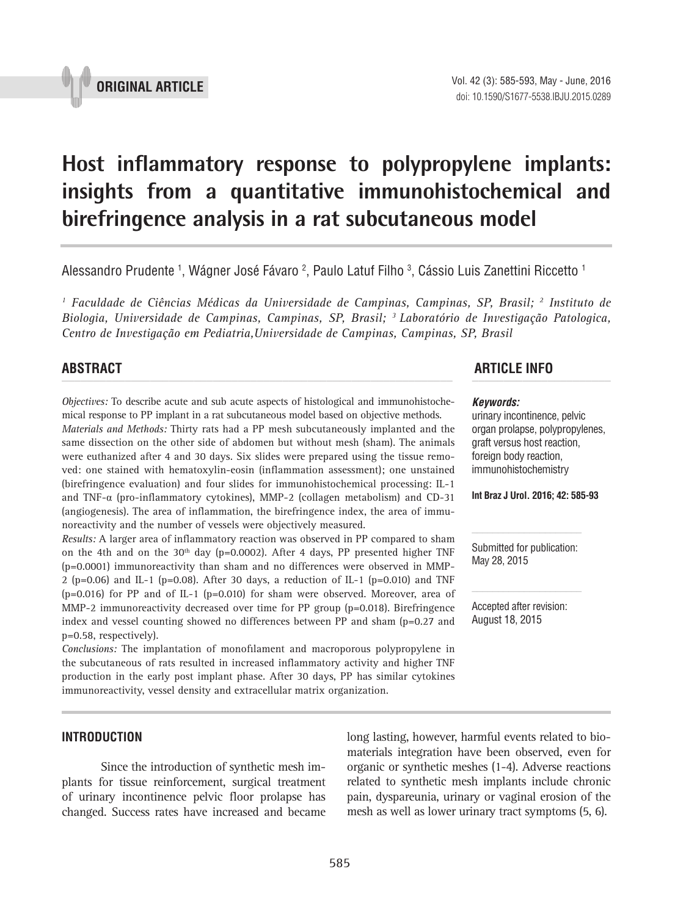ORIGINAL ARTICLE

# Host inflammatory response to polypropylene implants: insights from a quantitative immunohistochemical and birefringence analysis in a rat subcutaneous model

Alessandro Prudente [1], Wágner José Fávaro [2], Paulo Latuf Filho [3], Cássio Luis Zanettini Riccetto [1]

*[1] Faculdade de Ciências Médicas da Universidade de Campinas, Campinas, SP, Brasil; [2] Instituto de Biologia, Universidade de Campinas, Campinas, SP, Brasil; [3] Laboratório de Investigação Patologica, Centro de Investigação em Pediatria,Universidade de Campinas, Campinas, SP, Brasil*

## ABSTRACT

*Objectives:* To describe acute and sub acute aspects of histological and immunohistochemical response to PP implant in a rat subcutaneous model based on objective methods.

*Materials and Methods:* Thirty rats had a PP mesh subcutaneously implanted and the same dissection on the other side of abdomen but without mesh (sham). The animals were euthanized after 4 and 30 days. Six slides were prepared using the tissue removed: one stained with hematoxylin-eosin (inflammation assessment); one unstained (birefringence evaluation) and four slides for immunohistochemical processing: IL-1 and TNF-α (pro-inflammatory cytokines), MMP-2 (collagen metabolism) and CD-31 (angiogenesis). The area of inflammation, the birefringence index, the area of immunoreactivity and the number of vessels were objectively measured.

*Results:* A larger area of inflammatory reaction was observed in PP compared to sham on the 4th and on the 30$^{th}$ day ($p=0.0002$). After 4 days, PP presented higher TNF ($p=0.0001$) immunoreactivity than sham and no differences were observed in MMP-2 ($p=0.06$) and IL-1 ($p=0.08$). After 30 days, a reduction of IL-1 ($p=0.010$) and TNF ($p=0.016$) for PP and of IL-1 ($p=0.010$) for sham were observed. Moreover, area of MMP-2 immunoreactivity decreased over time for PP group ($p=0.018$). Birefringence index and vessel counting showed no differences between PP and sham ($p=0.27$ and $p=0.58$, respectively).

*Conclusions:* The implantation of monofilament and macroporous polypropylene in the subcutaneous of rats resulted in increased inflammatory activity and higher TNF production in the early post implant phase. After 30 days, PP has similar cytokines immunoreactivity, vessel density and extracellular matrix organization.

## ARTICLE INFO

***Keywords:***
urinary incontinence, pelvic organ prolapse, polypropylenes, graft versus host reaction, foreign body reaction, immunohistochemistry

**Int Braz J Urol. 2016; 42: 585-93**

Submitted for publication: May 28, 2015

Accepted after revision: August 18, 2015

## INTRODUCTION

Since the introduction of synthetic mesh implants for tissue reinforcement, surgical treatment of urinary incontinence pelvic floor prolapse has changed. Success rates have increased and became long lasting, however, harmful events related to biomaterials integration have been observed, even for organic or synthetic meshes (1-4). Adverse reactions related to synthetic mesh implants include chronic pain, dyspareunia, urinary or vaginal erosion of the mesh as well as lower urinary tract symptoms (5, 6).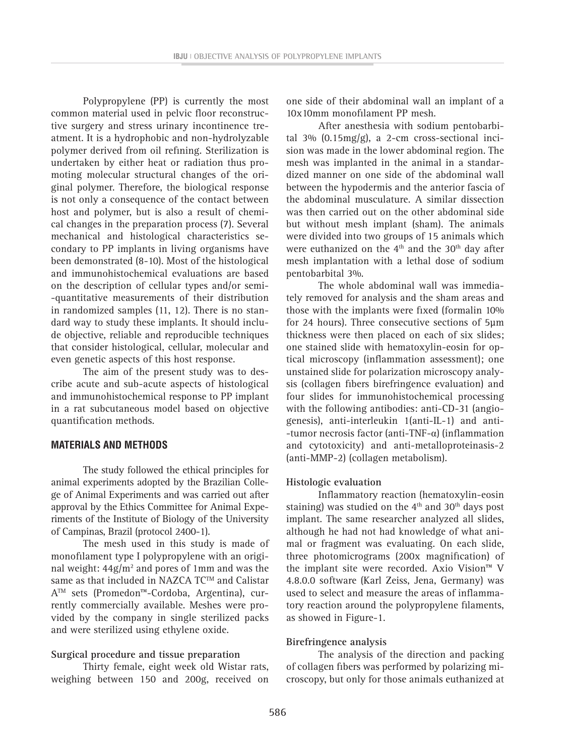Polypropylene (PP) is currently the most common material used in pelvic floor reconstructive surgery and stress urinary incontinence treatment. It is a hydrophobic and non-hydrolyzable polymer derived from oil refining. Sterilization is undertaken by either heat or radiation thus promoting molecular structural changes of the original polymer. Therefore, the biological response is not only a consequence of the contact between host and polymer, but is also a result of chemical changes in the preparation process (7). Several mechanical and histological characteristics secondary to PP implants in living organisms have been demonstrated (8-10). Most of the histological and immunohistochemical evaluations are based on the description of cellular types and/or semi-quantitative measurements of their distribution in randomized samples (11, 12). There is no standard way to study these implants. It should include objective, reliable and reproducible techniques that consider histological, cellular, molecular and even genetic aspects of this host response.

The aim of the present study was to describe acute and sub-acute aspects of histological and immunohistochemical response to PP implant in a rat subcutaneous model based on objective quantification methods.

## MATERIALS AND METHODS

The study followed the ethical principles for animal experiments adopted by the Brazilian College of Animal Experiments and was carried out after approval by the Ethics Committee for Animal Experiments of the Institute of Biology of the University of Campinas, Brazil (protocol 2400-1).

The mesh used in this study is made of monofilament type I polypropylene with an original weight: $44g/m^2$ and pores of 1mm and was the same as that included in NAZCA TC™ and Calistar A™ sets (Promedon™-Cordoba, Argentina), currently commercially available. Meshes were provided by the company in single sterilized packs and were sterilized using ethylene oxide.

### Surgical procedure and tissue preparation

Thirty female, eight week old Wistar rats, weighing between 150 and 200g, received on one side of their abdominal wall an implant of a 10x10mm monofilament PP mesh.

After anesthesia with sodium pentobarbital 3% (0.15mg/g), a 2-cm cross-sectional incision was made in the lower abdominal region. The mesh was implanted in the animal in a standardized manner on one side of the abdominal wall between the hypodermis and the anterior fascia of the abdominal musculature. A similar dissection was then carried out on the other abdominal side but without mesh implant (sham). The animals were divided into two groups of 15 animals which were euthanized on the 4th and the 30th day after mesh implantation with a lethal dose of sodium pentobarbital 3%.

The whole abdominal wall was immediately removed for analysis and the sham areas and those with the implants were fixed (formalin 10% for 24 hours). Three consecutive sections of 5µm thickness were then placed on each of six slides; one stained slide with hematoxylin-eosin for optical microscopy (inflammation assessment); one unstained slide for polarization microscopy analysis (collagen fibers birefringence evaluation) and four slides for immunohistochemical processing with the following antibodies: anti-CD-31 (angiogenesis), anti-interleukin 1(anti-IL-1) and anti-tumor necrosis factor (anti-TNF-α) (inflammation and cytotoxicity) and anti-metalloproteinasis-2 (anti-MMP-2) (collagen metabolism).

### Histologic evaluation

Inflammatory reaction (hematoxylin-eosin staining) was studied on the 4th and 30th days post implant. The same researcher analyzed all slides, although he had not had knowledge of what animal or fragment was evaluating. On each slide, three photomicrograms (200x magnification) of the implant site were recorded. Axio Vision™ V 4.8.0.0 software (Karl Zeiss, Jena, Germany) was used to select and measure the areas of inflammatory reaction around the polypropylene filaments, as showed in Figure-1.

### Birefringence analysis

The analysis of the direction and packing of collagen fibers was performed by polarizing microscopy, but only for those animals euthanized at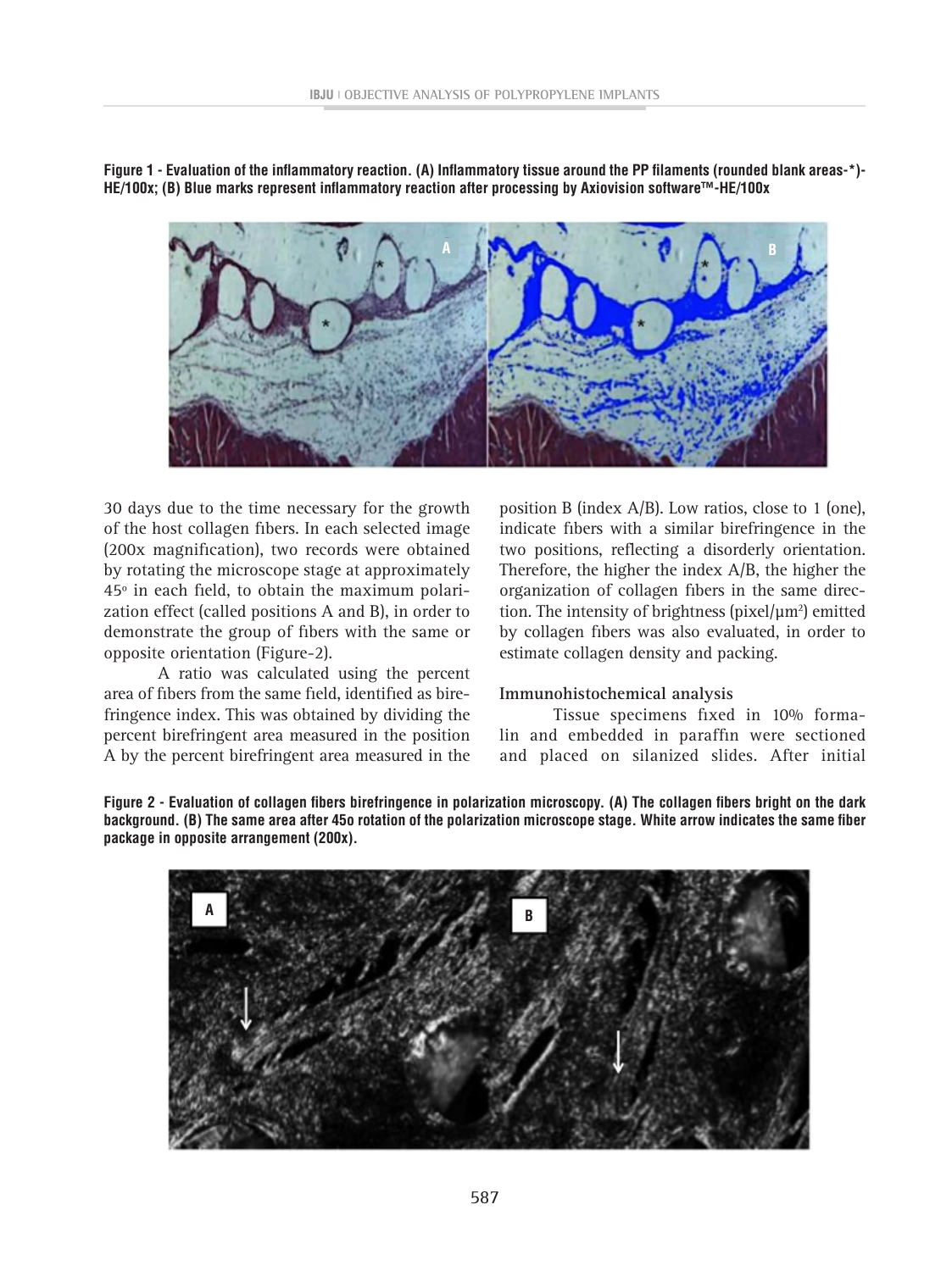**Figure 1 - Evaluation of the inflammatory reaction. (A) Inflammatory tissue around the PP filaments (rounded blank areas-*)-HE/100x; (B) Blue marks represent inflammatory reaction after processing by Axiovision software™-HE/100x**

30 days due to the time necessary for the growth of the host collagen fibers. In each selected image (200x magnification), two records were obtained by rotating the microscope stage at approximately 45º in each field, to obtain the maximum polarization effect (called positions A and B), in order to demonstrate the group of fibers with the same or opposite orientation (Figure-2).

A ratio was calculated using the percent area of fibers from the same field, identified as birefringence index. This was obtained by dividing the percent birefringent area measured in the position A by the percent birefringent area measured in the position B (index A/B). Low ratios, close to 1 (one), indicate fibers with a similar birefringence in the two positions, reflecting a disorderly orientation. Therefore, the higher the index A/B, the higher the organization of collagen fibers in the same direction. The intensity of brightness (pixel/μm$^2$) emitted by collagen fibers was also evaluated, in order to estimate collagen density and packing.

### Immunohistochemical analysis

Tissue specimens fixed in 10% formalin and embedded in paraffin were sectioned and placed on silanized slides. After initial

**Figure 2 - Evaluation of collagen fibers birefringence in polarization microscopy. (A) The collagen fibers bright on the dark background. (B) The same area after 45o rotation of the polarization microscope stage. White arrow indicates the same fiber package in opposite arrangement (200x).**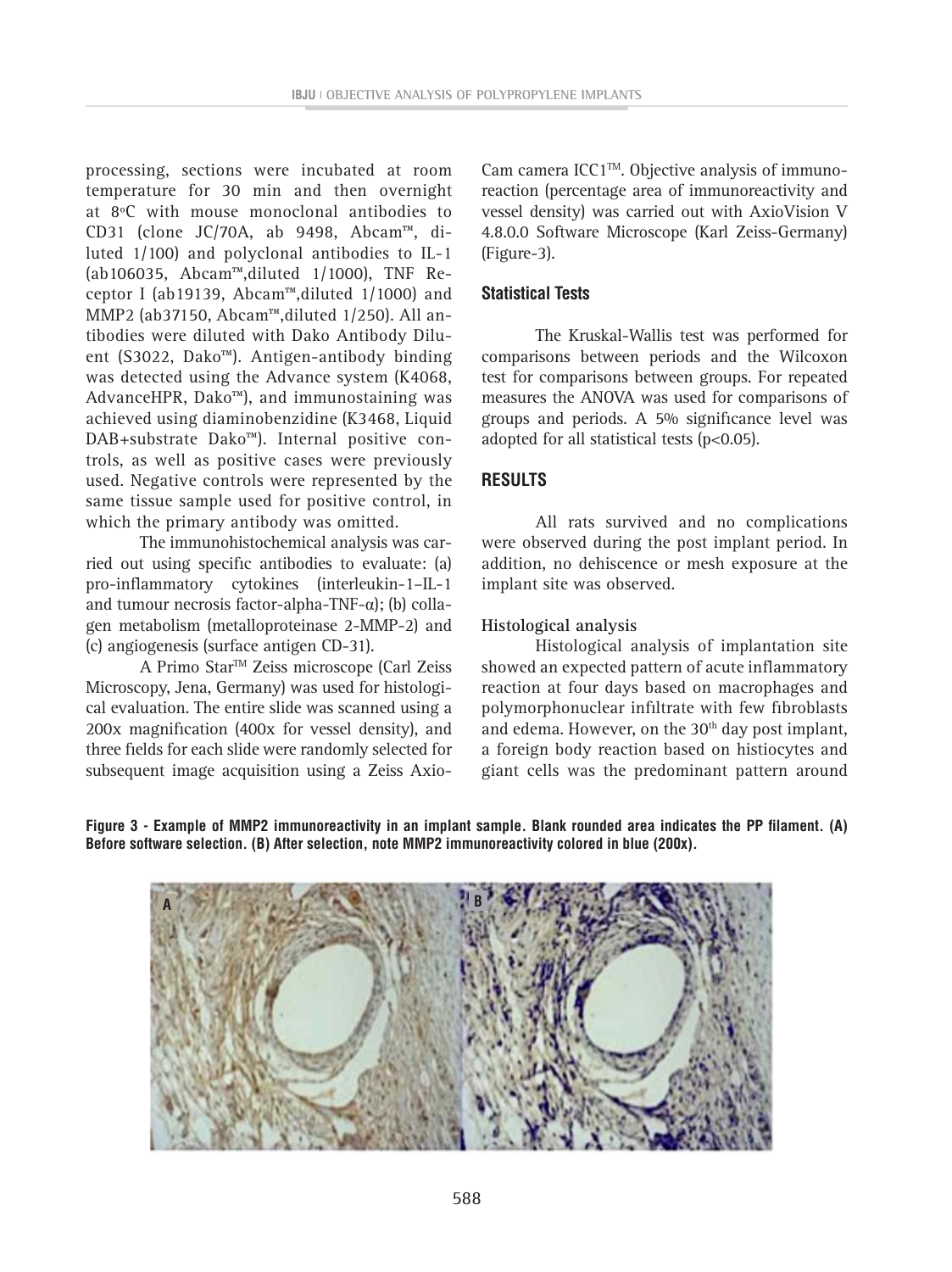processing, sections were incubated at room temperature for 30 min and then overnight at 8°C with mouse monoclonal antibodies to CD31 (clone JC/70A, ab 9498, Abcam™, diluted 1/100) and polyclonal antibodies to IL-1 (ab106035, Abcam™,diluted 1/1000), TNF Receptor I (ab19139, Abcam™,diluted 1/1000) and MMP2 (ab37150, Abcam™,diluted 1/250). All antibodies were diluted with Dako Antibody Diluent (S3022, Dako™). Antigen-antibody binding was detected using the Advance system (K4068, AdvanceHPR, Dako™), and immunostaining was achieved using diaminobenzidine (K3468, Liquid DAB+substrate Dako™). Internal positive controls, as well as positive cases were previously used. Negative controls were represented by the same tissue sample used for positive control, in which the primary antibody was omitted.

The immunohistochemical analysis was carried out using specific antibodies to evaluate: (a) pro-inflammatory cytokines (interleukin-1–IL-1 and tumour necrosis factor-alpha-TNF-α); (b) collagen metabolism (metalloproteinase 2-MMP-2) and (c) angiogenesis (surface antigen CD-31).

A Primo Star™ Zeiss microscope (Carl Zeiss Microscopy, Jena, Germany) was used for histological evaluation. The entire slide was scanned using a 200x magnification (400x for vessel density), and three fields for each slide were randomly selected for subsequent image acquisition using a Zeiss AxioCam camera ICC1™. Objective analysis of immunoreaction (percentage area of immunoreactivity and vessel density) was carried out with AxioVision V 4.8.0.0 Software Microscope (Karl Zeiss-Germany) (Figure-3).

### Statistical Tests

The Kruskal-Wallis test was performed for comparisons between periods and the Wilcoxon test for comparisons between groups. For repeated measures the ANOVA was used for comparisons of groups and periods. A 5% significance level was adopted for all statistical tests ($p<0.05$).

## RESULTS

All rats survived and no complications were observed during the post implant period. In addition, no dehiscence or mesh exposure at the implant site was observed.

### Histological analysis

Histological analysis of implantation site showed an expected pattern of acute inflammatory reaction at four days based on macrophages and polymorphonuclear infiltrate with few fibroblasts and edema. However, on the 30th day post implant, a foreign body reaction based on histiocytes and giant cells was the predominant pattern around

**Figure 3 - Example of MMP2 immunoreactivity in an implant sample. Blank rounded area indicates the PP filament. (A) Before software selection. (B) After selection, note MMP2 immunoreactivity colored in blue (200x).**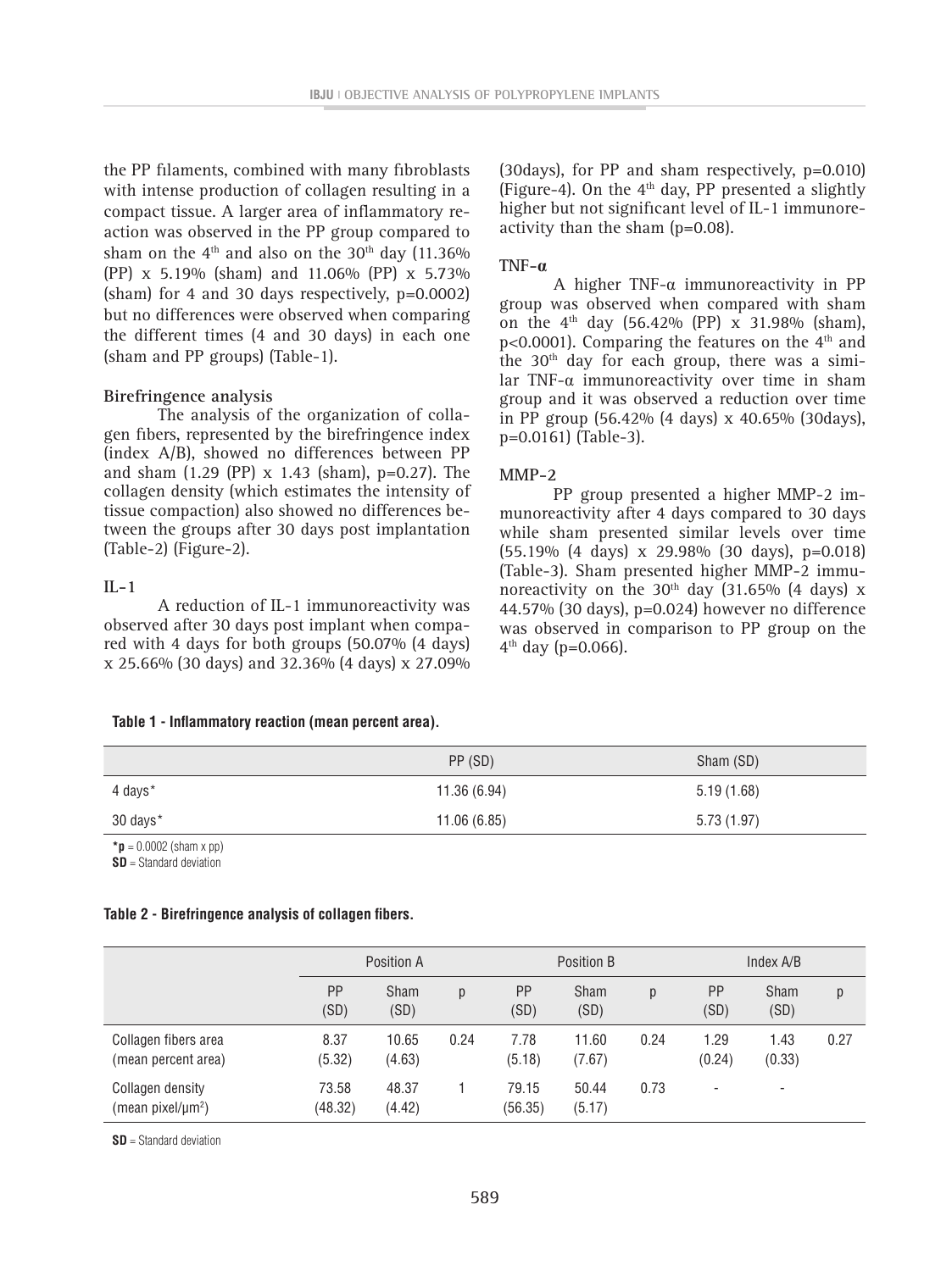the PP filaments, combined with many fibroblasts with intense production of collagen resulting in a compact tissue. A larger area of inflammatory reaction was observed in the PP group compared to sham on the 4th and also on the 30th day (11.36% (PP) x 5.19% (sham) and 11.06% (PP) x 5.73% (sham) for 4 and 30 days respectively, p=0.0002) but no differences were observed when comparing the different times (4 and 30 days) in each one (sham and PP groups) (Table-1).

### Birefringence analysis

The analysis of the organization of collagen fibers, represented by the birefringence index (index A/B), showed no differences between PP and sham (1.29 (PP) x 1.43 (sham), p=0.27). The collagen density (which estimates the intensity of tissue compaction) also showed no differences between the groups after 30 days post implantation (Table-2) (Figure-2).

### IL-1

A reduction of IL-1 immunoreactivity was observed after 30 days post implant when compared with 4 days for both groups (50.07% (4 days) x 25.66% (30 days) and 32.36% (4 days) x 27.09% (30days), for PP and sham respectively, p=0.010) (Figure-4). On the 4th day, PP presented a slightly higher but not significant level of IL-1 immunoreactivity than the sham (p=0.08).

### TNF-α

A higher TNF-α immunoreactivity in PP group was observed when compared with sham on the 4th day (56.42% (PP) x 31.98% (sham), p<0.0001). Comparing the features on the 4th and the 30th day for each group, there was a similar TNF-α immunoreactivity over time in sham group and it was observed a reduction over time in PP group (56.42% (4 days) x 40.65% (30days), p=0.0161) (Table-3).

### MMP-2

PP group presented a higher MMP-2 immunoreactivity after 4 days compared to 30 days while sham presented similar levels over time (55.19% (4 days) x 29.98% (30 days), p=0.018) (Table-3). Sham presented higher MMP-2 immunoreactivity on the 30th day (31.65% (4 days) x 44.57% (30 days), p=0.024) however no difference was observed in comparison to PP group on the 4th day (p=0.066).

**Table 1 - Inflammatory reaction (mean percent area).**

| | PP (SD) | Sham (SD) |
|---|---|---|
| 4 days* | 11.36 (6.94) | 5.19 (1.68) |
| 30 days* | 11.06 (6.85) | 5.73 (1.97) |

***p** = 0.0002 (sham x pp)
**SD** = Standard deviation

**Table 2 - Birefringence analysis of collagen fibers.**

| | Position A | | | Position B | | | Index A/B | | |
|---|---|---|---|---|---|---|---|---|---|
| | PP (SD) | Sham (SD) | p | PP (SD) | Sham (SD) | p | PP (SD) | Sham (SD) | p |
| Collagen fibers area (mean percent area) | 8.37 (5.32) | 10.65 (4.63) | 0.24 | 7.78 (5.18) | 11.60 (7.67) | 0.24 | 1.29 (0.24) | 1.43 (0.33) | 0.27 |
| Collagen density (mean pixel/μm²) | 73.58 (48.32) | 48.37 (4.42) | 1 | 79.15 (56.35) | 50.44 (5.17) | 0.73 | - | - | |

**SD** = Standard deviation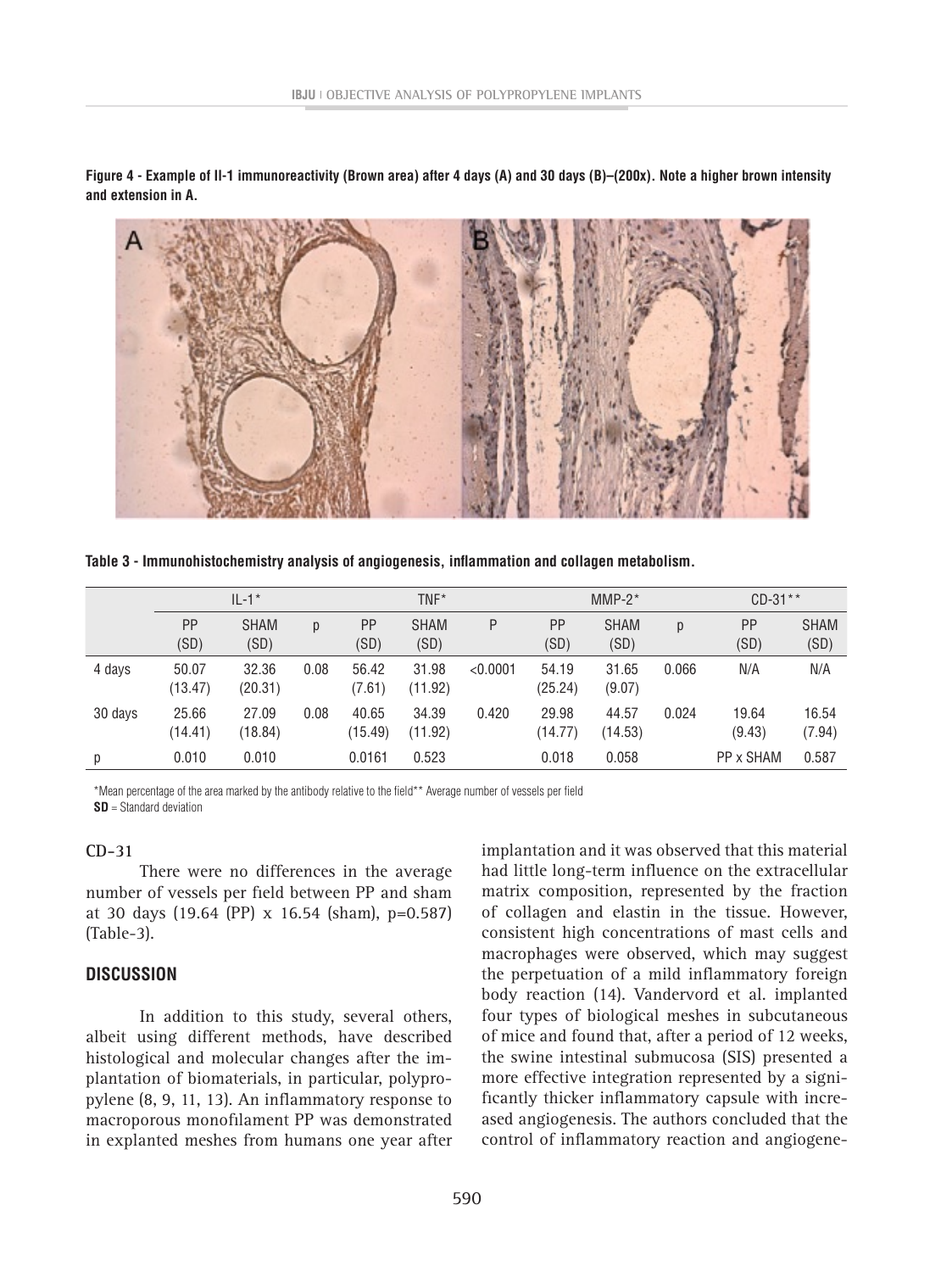**Figure 4 - Example of Il-1 immunoreactivity (Brown area) after 4 days (A) and 30 days (B)–(200x). Note a higher brown intensity and extension in A.**

**Table 3 - Immunohistochemistry analysis of angiogenesis, inflammation and collagen metabolism.**

| | IL-1* | | | TNF* | | | MMP-2* | | | CD-31** | |
|---|---|---|---|---|---|---|---|---|---|---|---|
| | PP (SD) | SHAM (SD) | p | PP (SD) | SHAM (SD) | P | PP (SD) | SHAM (SD) | p | PP (SD) | SHAM (SD) |
| 4 days | 50.07 (13.47) | 32.36 (20.31) | 0.08 | 56.42 (7.61) | 31.98 (11.92) | <0.0001 | 54.19 (25.24) | 31.65 (9.07) | 0.066 | N/A | N/A |
| 30 days | 25.66 (14.41) | 27.09 (18.84) | 0.08 | 40.65 (15.49) | 34.39 (11.92) | 0.420 | 29.98 (14.77) | 44.57 (14.53) | 0.024 | 19.64 (9.43) | 16.54 (7.94) |
| p | 0.010 | 0.010 | | 0.0161 | 0.523 | | 0.018 | 0.058 | | PP x SHAM | 0.587 |

*Mean percentage of the area marked by the antibody relative to the field** Average number of vessels per field
**SD** = Standard deviation

### CD-31

There were no differences in the average number of vessels per field between PP and sham at 30 days (19.64 (PP) x 16.54 (sham), p=0.587) (Table-3).

## DISCUSSION

In addition to this study, several others, albeit using different methods, have described histological and molecular changes after the implantation of biomaterials, in particular, polypropylene (8, 9, 11, 13). An inflammatory response to macroporous monofilament PP was demonstrated in explanted meshes from humans one year after implantation and it was observed that this material had little long-term influence on the extracellular matrix composition, represented by the fraction of collagen and elastin in the tissue. However, consistent high concentrations of mast cells and macrophages were observed, which may suggest the perpetuation of a mild inflammatory foreign body reaction (14). Vandervord et al. implanted four types of biological meshes in subcutaneous of mice and found that, after a period of 12 weeks, the swine intestinal submucosa (SIS) presented a more effective integration represented by a significantly thicker inflammatory capsule with increased angiogenesis. The authors concluded that the control of inflammatory reaction and angiogene-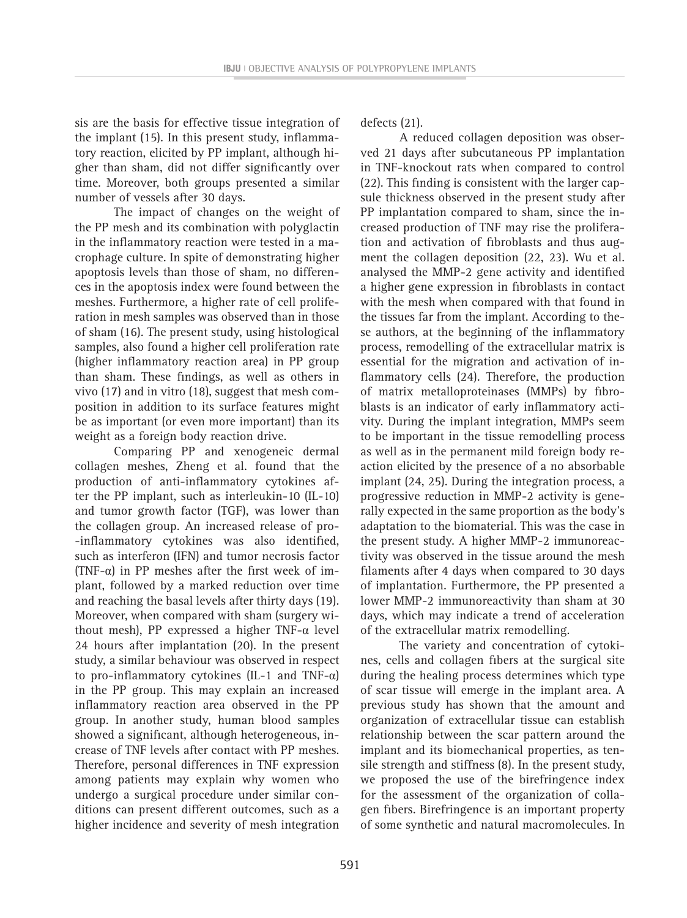sis are the basis for effective tissue integration of the implant (15). In this present study, inflammatory reaction, elicited by PP implant, although higher than sham, did not differ significantly over time. Moreover, both groups presented a similar number of vessels after 30 days.

The impact of changes on the weight of the PP mesh and its combination with polyglactin in the inflammatory reaction were tested in a macrophage culture. In spite of demonstrating higher apoptosis levels than those of sham, no differences in the apoptosis index were found between the meshes. Furthermore, a higher rate of cell proliferation in mesh samples was observed than in those of sham (16). The present study, using histological samples, also found a higher cell proliferation rate (higher inflammatory reaction area) in PP group than sham. These findings, as well as others in vivo (17) and in vitro (18), suggest that mesh composition in addition to its surface features might be as important (or even more important) than its weight as a foreign body reaction drive.

Comparing PP and xenogeneic dermal collagen meshes, Zheng et al. found that the production of anti-inflammatory cytokines after the PP implant, such as interleukin-10 (IL-10) and tumor growth factor (TGF), was lower than the collagen group. An increased release of pro-inflammatory cytokines was also identified, such as interferon (IFN) and tumor necrosis factor (TNF-α) in PP meshes after the first week of implant, followed by a marked reduction over time and reaching the basal levels after thirty days (19). Moreover, when compared with sham (surgery without mesh), PP expressed a higher TNF-α level 24 hours after implantation (20). In the present study, a similar behaviour was observed in respect to pro-inflammatory cytokines (IL-1 and TNF-α) in the PP group. This may explain an increased inflammatory reaction area observed in the PP group. In another study, human blood samples showed a significant, although heterogeneous, increase of TNF levels after contact with PP meshes. Therefore, personal differences in TNF expression among patients may explain why women who undergo a surgical procedure under similar conditions can present different outcomes, such as a higher incidence and severity of mesh integration defects (21).

A reduced collagen deposition was observed 21 days after subcutaneous PP implantation in TNF-knockout rats when compared to control (22). This finding is consistent with the larger capsule thickness observed in the present study after PP implantation compared to sham, since the increased production of TNF may rise the proliferation and activation of fibroblasts and thus augment the collagen deposition (22, 23). Wu et al. analysed the MMP-2 gene activity and identified a higher gene expression in fibroblasts in contact with the mesh when compared with that found in the tissues far from the implant. According to these authors, at the beginning of the inflammatory process, remodelling of the extracellular matrix is essential for the migration and activation of inflammatory cells (24). Therefore, the production of matrix metalloproteinases (MMPs) by fibroblasts is an indicator of early inflammatory activity. During the implant integration, MMPs seem to be important in the tissue remodelling process as well as in the permanent mild foreign body reaction elicited by the presence of a no absorbable implant (24, 25). During the integration process, a progressive reduction in MMP-2 activity is generally expected in the same proportion as the body's adaptation to the biomaterial. This was the case in the present study. A higher MMP-2 immunoreactivity was observed in the tissue around the mesh filaments after 4 days when compared to 30 days of implantation. Furthermore, the PP presented a lower MMP-2 immunoreactivity than sham at 30 days, which may indicate a trend of acceleration of the extracellular matrix remodelling.

The variety and concentration of cytokines, cells and collagen fibers at the surgical site during the healing process determines which type of scar tissue will emerge in the implant area. A previous study has shown that the amount and organization of extracellular tissue can establish relationship between the scar pattern around the implant and its biomechanical properties, as tensile strength and stiffness (8). In the present study, we proposed the use of the birefringence index for the assessment of the organization of collagen fibers. Birefringence is an important property of some synthetic and natural macromolecules. In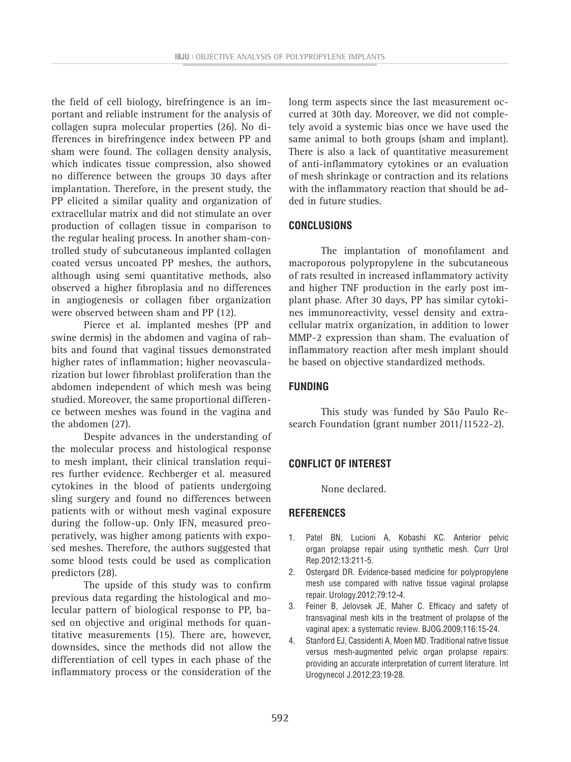the field of cell biology, birefringence is an important and reliable instrument for the analysis of collagen supra molecular properties (26). No differences in birefringence index between PP and sham were found. The collagen density analysis, which indicates tissue compression, also showed no difference between the groups 30 days after implantation. Therefore, in the present study, the PP elicited a similar quality and organization of extracellular matrix and did not stimulate an over production of collagen tissue in comparison to the regular healing process. In another sham-controlled study of subcutaneous implanted collagen coated versus uncoated PP meshes, the authors, although using semi quantitative methods, also observed a higher fibroplasia and no differences in angiogenesis or collagen fiber organization were observed between sham and PP (12).

Pierce et al. implanted meshes (PP and swine dermis) in the abdomen and vagina of rabbits and found that vaginal tissues demonstrated higher rates of inflammation; higher neovascularization but lower fibroblast proliferation than the abdomen independent of which mesh was being studied. Moreover, the same proportional difference between meshes was found in the vagina and the abdomen (27).

Despite advances in the understanding of the molecular process and histological response to mesh implant, their clinical translation requires further evidence. Rechberger et al. measured cytokines in the blood of patients undergoing sling surgery and found no differences between patients with or without mesh vaginal exposure during the follow-up. Only IFN, measured preoperatively, was higher among patients with exposed meshes. Therefore, the authors suggested that some blood tests could be used as complication predictors (28).

The upside of this study was to confirm previous data regarding the histological and molecular pattern of biological response to PP, based on objective and original methods for quantitative measurements (15). There are, however, downsides, since the methods did not allow the differentiation of cell types in each phase of the inflammatory process or the consideration of the long term aspects since the last measurement occurred at 30th day. Moreover, we did not completely avoid a systemic bias once we have used the same animal to both groups (sham and implant). There is also a lack of quantitative measurement of anti-inflammatory cytokines or an evaluation of mesh shrinkage or contraction and its relations with the inflammatory reaction that should be added in future studies.

## CONCLUSIONS

The implantation of monofilament and macroporous polypropylene in the subcutaneous of rats resulted in increased inflammatory activity and higher TNF production in the early post implant phase. After 30 days, PP has similar cytokines immunoreactivity, vessel density and extracellular matrix organization, in addition to lower MMP-2 expression than sham. The evaluation of inflammatory reaction after mesh implant should be based on objective standardized methods.

## FUNDING

This study was funded by São Paulo Research Foundation (grant number 2011/11522-2).

## CONFLICT OF INTEREST

None declared.

## REFERENCES

1. Patel BN, Lucioni A, Kobashi KC. Anterior pelvic organ prolapse repair using synthetic mesh. Curr Urol Rep.2012;13:211-5.
2. Ostergard DR. Evidence-based medicine for polypropylene mesh use compared with native tissue vaginal prolapse repair. Urology.2012;79:12-4.
3. Feiner B, Jelovsek JE, Maher C. Efficacy and safety of transvaginal mesh kits in the treatment of prolapse of the vaginal apex: a systematic review. BJOG.2009;116:15-24.
4. Stanford EJ, Cassidenti A, Moen MD. Traditional native tissue versus mesh-augmented pelvic organ prolapse repairs: providing an accurate interpretation of current literature. Int Urogynecol J.2012;23:19-28.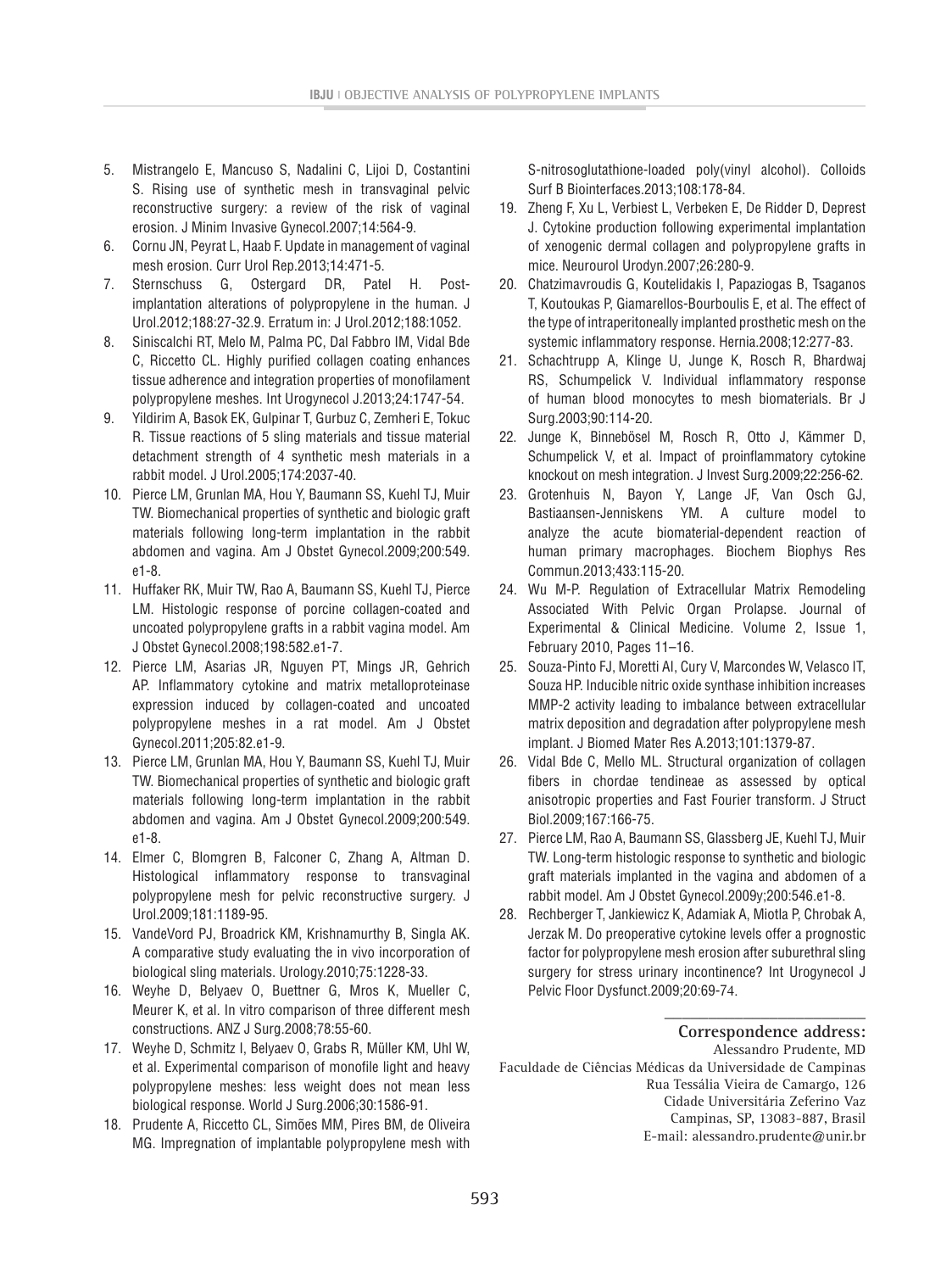5. Mistrangelo E, Mancuso S, Nadalini C, Lijoi D, Costantini S. Rising use of synthetic mesh in transvaginal pelvic reconstructive surgery: a review of the risk of vaginal erosion. J Minim Invasive Gynecol.2007;14:564-9.
6. Cornu JN, Peyrat L, Haab F. Update in management of vaginal mesh erosion. Curr Urol Rep.2013;14:471-5.
7. Sternschuss G, Ostergard DR, Patel H. Post-implantation alterations of polypropylene in the human. J Urol.2012;188:27-32.9. Erratum in: J Urol.2012;188:1052.
8. Siniscalchi RT, Melo M, Palma PC, Dal Fabbro IM, Vidal Bde C, Riccetto CL. Highly purified collagen coating enhances tissue adherence and integration properties of monofilament polypropylene meshes. Int Urogynecol J.2013;24:1747-54.
9. Yildirim A, Basok EK, Gulpinar T, Gurbuz C, Zemheri E, Tokuc R. Tissue reactions of 5 sling materials and tissue material detachment strength of 4 synthetic mesh materials in a rabbit model. J Urol.2005;174:2037-40.
10. Pierce LM, Grunlan MA, Hou Y, Baumann SS, Kuehl TJ, Muir TW. Biomechanical properties of synthetic and biologic graft materials following long-term implantation in the rabbit abdomen and vagina. Am J Obstet Gynecol.2009;200:549.e1-8.
11. Huffaker RK, Muir TW, Rao A, Baumann SS, Kuehl TJ, Pierce LM. Histologic response of porcine collagen-coated and uncoated polypropylene grafts in a rabbit vagina model. Am J Obstet Gynecol.2008;198:582.e1-7.
12. Pierce LM, Asarias JR, Nguyen PT, Mings JR, Gehrich AP. Inflammatory cytokine and matrix metalloproteinase expression induced by collagen-coated and uncoated polypropylene meshes in a rat model. Am J Obstet Gynecol.2011;205:82.e1-9.
13. Pierce LM, Grunlan MA, Hou Y, Baumann SS, Kuehl TJ, Muir TW. Biomechanical properties of synthetic and biologic graft materials following long-term implantation in the rabbit abdomen and vagina. Am J Obstet Gynecol.2009;200:549.e1-8.
14. Elmer C, Blomgren B, Falconer C, Zhang A, Altman D. Histological inflammatory response to transvaginal polypropylene mesh for pelvic reconstructive surgery. J Urol.2009;181:1189-95.
15. VandeVord PJ, Broadrick KM, Krishnamurthy B, Singla AK. A comparative study evaluating the in vivo incorporation of biological sling materials. Urology.2010;75:1228-33.
16. Weyhe D, Belyaev O, Buettner G, Mros K, Mueller C, Meurer K, et al. In vitro comparison of three different mesh constructions. ANZ J Surg.2008;78:55-60.
17. Weyhe D, Schmitz I, Belyaev O, Grabs R, Müller KM, Uhl W, et al. Experimental comparison of monofile light and heavy polypropylene meshes: less weight does not mean less biological response. World J Surg.2006;30:1586-91.
18. Prudente A, Riccetto CL, Simões MM, Pires BM, de Oliveira MG. Impregnation of implantable polypropylene mesh with S-nitrosoglutathione-loaded poly(vinyl alcohol). Colloids Surf B Biointerfaces.2013;108:178-84.
19. Zheng F, Xu L, Verbiest L, Verbeken E, De Ridder D, Deprest J. Cytokine production following experimental implantation of xenogenic dermal collagen and polypropylene grafts in mice. Neurourol Urodyn.2007;26:280-9.
20. Chatzimavroudis G, Koutelidakis I, Papaziogas B, Tsaganos T, Koutoukas P, Giamarellos-Bourboulis E, et al. The effect of the type of intraperitoneally implanted prosthetic mesh on the systemic inflammatory response. Hernia.2008;12:277-83.
21. Schachtrupp A, Klinge U, Junge K, Rosch R, Bhardwaj RS, Schumpelick V. Individual inflammatory response of human blood monocytes to mesh biomaterials. Br J Surg.2003;90:114-20.
22. Junge K, Binnebösel M, Rosch R, Otto J, Kämmer D, Schumpelick V, et al. Impact of proinflammatory cytokine knockout on mesh integration. J Invest Surg.2009;22:256-62.
23. Grotenhuis N, Bayon Y, Lange JF, Van Osch GJ, Bastiaansen-Jenniskens YM. A culture model to analyze the acute biomaterial-dependent reaction of human primary macrophages. Biochem Biophys Res Commun.2013;433:115-20.
24. Wu M-P. Regulation of Extracellular Matrix Remodeling Associated With Pelvic Organ Prolapse. Journal of Experimental & Clinical Medicine. Volume 2, Issue 1, February 2010, Pages 11–16.
25. Souza-Pinto FJ, Moretti AI, Cury V, Marcondes W, Velasco IT, Souza HP. Inducible nitric oxide synthase inhibition increases MMP-2 activity leading to imbalance between extracellular matrix deposition and degradation after polypropylene mesh implant. J Biomed Mater Res A.2013;101:1379-87.
26. Vidal Bde C, Mello ML. Structural organization of collagen fibers in chordae tendineae as assessed by optical anisotropic properties and Fast Fourier transform. J Struct Biol.2009;167:166-75.
27. Pierce LM, Rao A, Baumann SS, Glassberg JE, Kuehl TJ, Muir TW. Long-term histologic response to synthetic and biologic graft materials implanted in the vagina and abdomen of a rabbit model. Am J Obstet Gynecol.2009y;200:546.e1-8.
28. Rechberger T, Jankiewicz K, Adamiak A, Miotla P, Chrobak A, Jerzak M. Do preoperative cytokine levels offer a prognostic factor for polypropylene mesh erosion after suburethral sling surgery for stress urinary incontinence? Int Urogynecol J Pelvic Floor Dysfunct.2009;20:69-74.

**Correspondence address:**

Alessandro Prudente, MD
Faculdade de Ciências Médicas da Universidade de Campinas
Rua Tessália Vieira de Camargo, 126
Cidade Universitária Zeferino Vaz
Campinas, SP, 13083-887, Brasil
E-mail: alessandro.prudente@unir.br